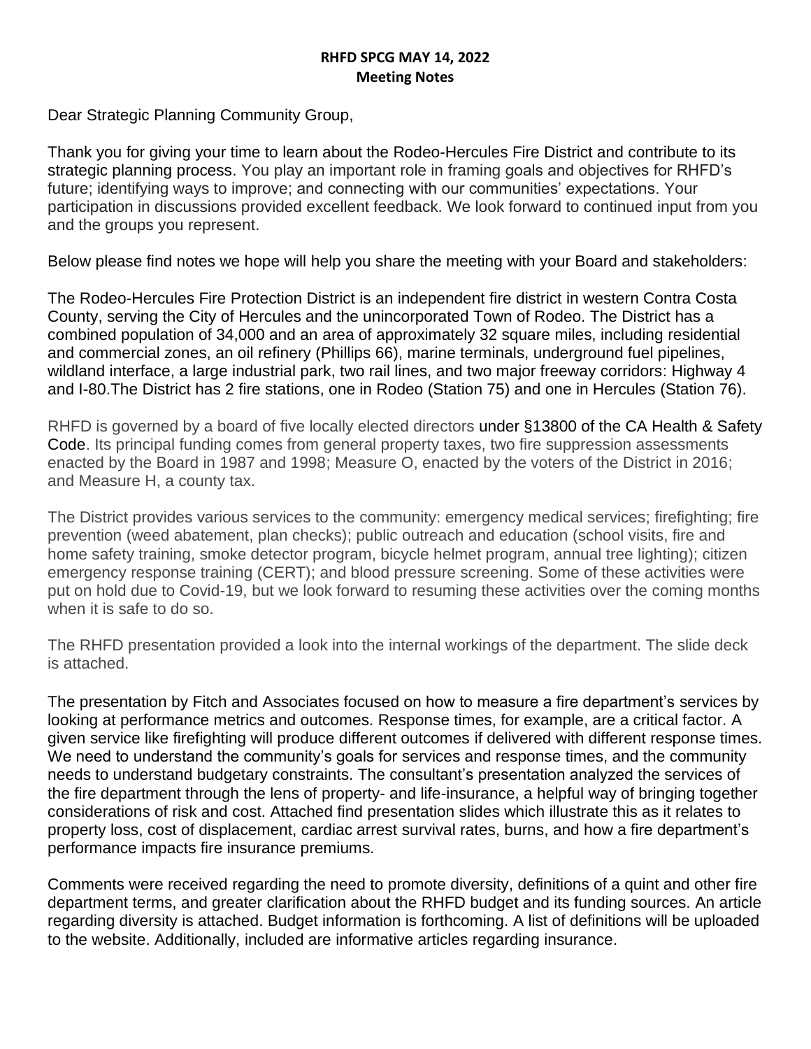**RHFD SPCG MAY 14, 2022**
**Meeting Notes**

Dear Strategic Planning Community Group,

Thank you for giving your time to learn about the Rodeo-Hercules Fire District and contribute to its strategic planning process. You play an important role in framing goals and objectives for RHFD's future; identifying ways to improve; and connecting with our communities' expectations. Your participation in discussions provided excellent feedback. We look forward to continued input from you and the groups you represent.

Below please find notes we hope will help you share the meeting with your Board and stakeholders:

The Rodeo-Hercules Fire Protection District is an independent fire district in western Contra Costa County, serving the City of Hercules and the unincorporated Town of Rodeo. The District has a combined population of 34,000 and an area of approximately 32 square miles, including residential and commercial zones, an oil refinery (Phillips 66), marine terminals, underground fuel pipelines, wildland interface, a large industrial park, two rail lines, and two major freeway corridors: Highway 4 and I-80.The District has 2 fire stations, one in Rodeo (Station 75) and one in Hercules (Station 76).

RHFD is governed by a board of five locally elected directors under §13800 of the CA Health & Safety Code. Its principal funding comes from general property taxes, two fire suppression assessments enacted by the Board in 1987 and 1998; Measure O, enacted by the voters of the District in 2016; and Measure H, a county tax.

The District provides various services to the community: emergency medical services; firefighting; fire prevention (weed abatement, plan checks); public outreach and education (school visits, fire and home safety training, smoke detector program, bicycle helmet program, annual tree lighting); citizen emergency response training (CERT); and blood pressure screening. Some of these activities were put on hold due to Covid-19, but we look forward to resuming these activities over the coming months when it is safe to do so.

The RHFD presentation provided a look into the internal workings of the department. The slide deck is attached.

The presentation by Fitch and Associates focused on how to measure a fire department's services by looking at performance metrics and outcomes. Response times, for example, are a critical factor. A given service like firefighting will produce different outcomes if delivered with different response times. We need to understand the community's goals for services and response times, and the community needs to understand budgetary constraints. The consultant's presentation analyzed the services of the fire department through the lens of property- and life-insurance, a helpful way of bringing together considerations of risk and cost. Attached find presentation slides which illustrate this as it relates to property loss, cost of displacement, cardiac arrest survival rates, burns, and how a fire department's performance impacts fire insurance premiums.

Comments were received regarding the need to promote diversity, definitions of a quint and other fire department terms, and greater clarification about the RHFD budget and its funding sources. An article regarding diversity is attached. Budget information is forthcoming. A list of definitions will be uploaded to the website. Additionally, included are informative articles regarding insurance.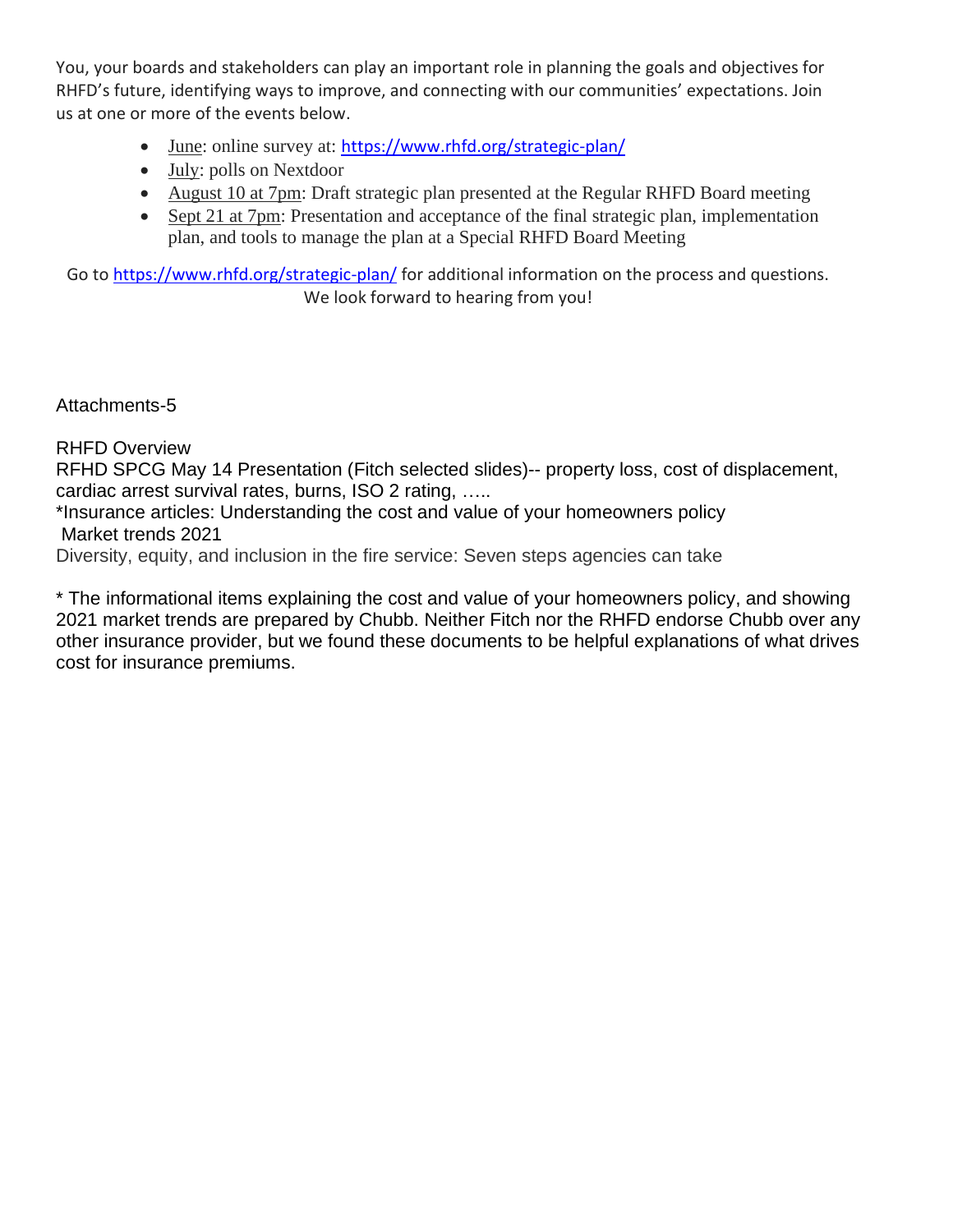You, your boards and stakeholders can play an important role in planning the goals and objectives for RHFD's future, identifying ways to improve, and connecting with our communities' expectations. Join us at one or more of the events below.

- June: online survey at: https://www.rhfd.org/strategic-plan/
- July: polls on Nextdoor
- August 10 at 7pm: Draft strategic plan presented at the Regular RHFD Board meeting
- Sept 21 at 7pm: Presentation and acceptance of the final strategic plan, implementation plan, and tools to manage the plan at a Special RHFD Board Meeting

Go to https://www.rhfd.org/strategic-plan/ for additional information on the process and questions.

We look forward to hearing from you!

Attachments-5

RHFD Overview
RFHD SPCG May 14 Presentation (Fitch selected slides)-- property loss, cost of displacement, cardiac arrest survival rates, burns, ISO 2 rating, …..
*Insurance articles: Understanding the cost and value of your homeowners policy
Market trends 2021
Diversity, equity, and inclusion in the fire service: Seven steps agencies can take

* The informational items explaining the cost and value of your homeowners policy, and showing 2021 market trends are prepared by Chubb. Neither Fitch nor the RHFD endorse Chubb over any other insurance provider, but we found these documents to be helpful explanations of what drives cost for insurance premiums.